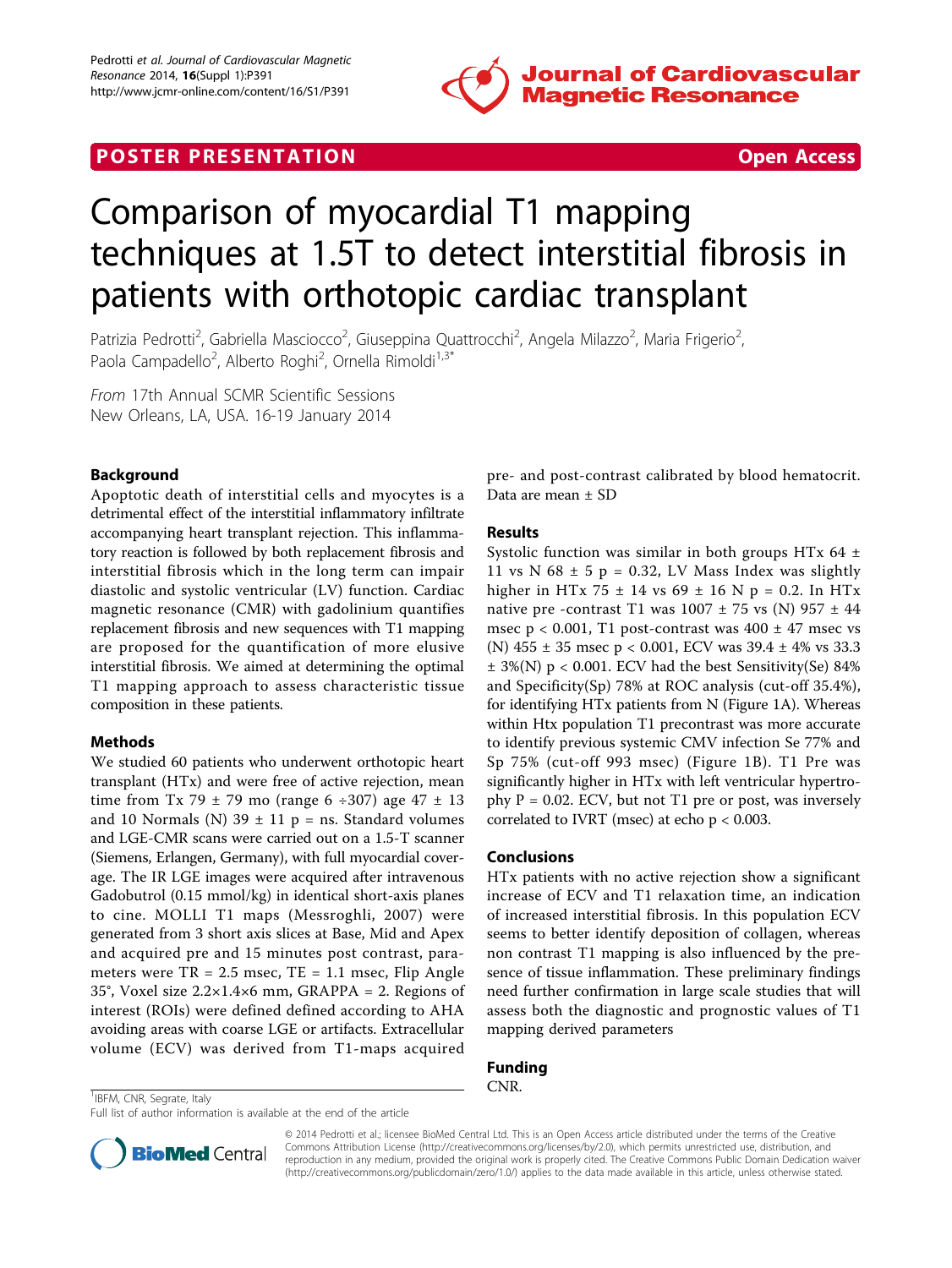**POSTER PRESENTATION** **Open Access**

# Comparison of myocardial T1 mapping techniques at 1.5T to detect interstitial fibrosis in patients with orthotopic cardiac transplant

Patrizia Pedrotti[2], Gabriella Masciocco[2], Giuseppina Quattrocchi[2], Angela Milazzo[2], Maria Frigerio[2], Paola Campadello[2], Alberto Roghi[2], Ornella Rimoldi[1,3*]

*From* 17th Annual SCMR Scientific Sessions
New Orleans, LA, USA. 16-19 January 2014

## Background

Apoptotic death of interstitial cells and myocytes is a detrimental effect of the interstitial inflammatory infiltrate accompanying heart transplant rejection. This inflammatory reaction is followed by both replacement fibrosis and interstitial fibrosis which in the long term can impair diastolic and systolic ventricular (LV) function. Cardiac magnetic resonance (CMR) with gadolinium quantifies replacement fibrosis and new sequences with T1 mapping are proposed for the quantification of more elusive interstitial fibrosis. We aimed at determining the optimal T1 mapping approach to assess characteristic tissue composition in these patients.

## Methods

We studied 60 patients who underwent orthotopic heart transplant (HTx) and were free of active rejection, mean time from Tx 79 ± 79 mo (range 6 ÷307) age 47 ± 13 and 10 Normals (N) 39 ± 11 p = ns. Standard volumes and LGE-CMR scans were carried out on a 1.5-T scanner (Siemens, Erlangen, Germany), with full myocardial coverage. The IR LGE images were acquired after intravenous Gadobutrol (0.15 mmol/kg) in identical short-axis planes to cine. MOLLI T1 maps (Messroghli, 2007) were generated from 3 short axis slices at Base, Mid and Apex and acquired pre and 15 minutes post contrast, parameters were TR = 2.5 msec, TE = 1.1 msec, Flip Angle 35°, Voxel size 2.2×1.4×6 mm, GRAPPA = 2. Regions of interest (ROIs) were defined defined according to AHA avoiding areas with coarse LGE or artifacts. Extracellular volume (ECV) was derived from T1-maps acquired pre- and post-contrast calibrated by blood hematocrit. Data are mean ± SD

## Results

Systolic function was similar in both groups HTx 64 ± 11 vs N 68 ± 5 p = 0.32, LV Mass Index was slightly higher in HTx 75 ± 14 vs 69 ± 16 N p = 0.2. In HTx native pre -contrast T1 was 1007 ± 75 vs (N) 957 ± 44 msec $p < 0.001$, T1 post-contrast was 400 ± 47 msec vs (N) 455 ± 35 msec $p < 0.001$, ECV was 39.4 ± 4% vs 33.3 ± 3%(N) $p < 0.001$. ECV had the best Sensitivity(Se) 84% and Specificity(Sp) 78% at ROC analysis (cut-off 35.4%), for identifying HTx patients from N (Figure 1A). Whereas within Htx population T1 precontrast was more accurate to identify previous systemic CMV infection Se 77% and Sp 75% (cut-off 993 msec) (Figure 1B). T1 Pre was significantly higher in HTx with left ventricular hypertrophy P = 0.02. ECV, but not T1 pre or post, was inversely correlated to IVRT (msec) at echo $p < 0.003$.

## Conclusions

HTx patients with no active rejection show a significant increase of ECV and T1 relaxation time, an indication of increased interstitial fibrosis. In this population ECV seems to better identify deposition of collagen, whereas non contrast T1 mapping is also influenced by the presence of tissue inflammation. These preliminary findings need further confirmation in large scale studies that will assess both the diagnostic and prognostic values of T1 mapping derived parameters

## Funding

CNR.

[1]IBFM, CNR, Segrate, Italy
Full list of author information is available at the end of the article

© 2014 Pedrotti et al.; licensee BioMed Central Ltd. This is an Open Access article distributed under the terms of the Creative Commons Attribution License (http://creativecommons.org/licenses/by/2.0), which permits unrestricted use, distribution, and reproduction in any medium, provided the original work is properly cited. The Creative Commons Public Domain Dedication waiver (http://creativecommons.org/publicdomain/zero/1.0/) applies to the data made available in this article, unless otherwise stated.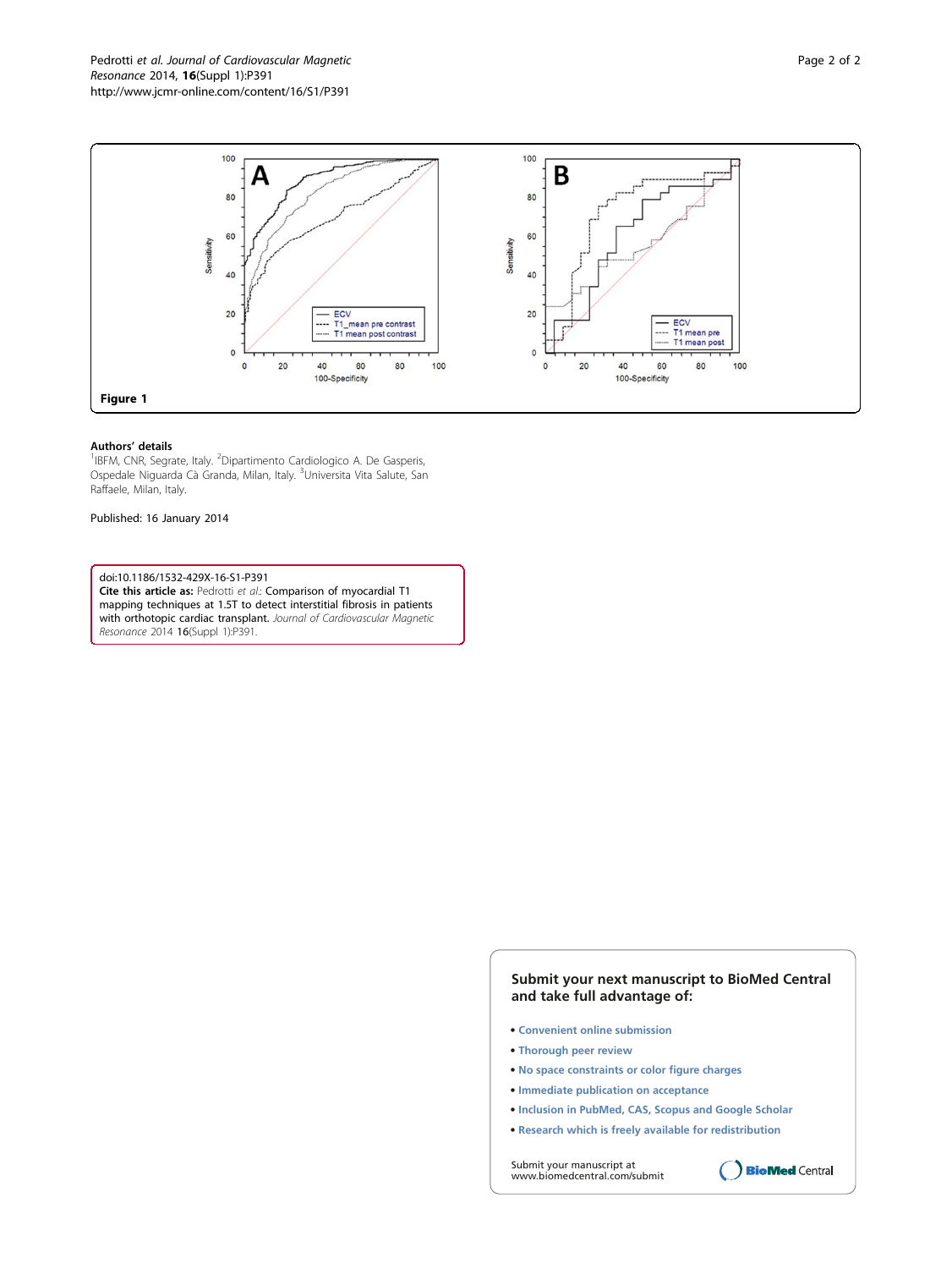A

100
80
60
40
20
0

Sensitivity

0 20 40 60 80 100

100-Specificity

ECV
T1_mean pre contrast
T1 mean post contrast

B

100
80
60
40
20
0

Sensitivity

0 20 40 60 80 100

100-Specificity

ECV
T1 mean pre
T1 mean post

**Figure 1**

**Authors' details**

[1]IBFM, CNR, Segrate, Italy. [2]Dipartimento Cardiologico A. De Gasperis, Ospedale Niguarda Cà Granda, Milan, Italy. [3]Universita Vita Salute, San Raffaele, Milan, Italy.

Published: 16 January 2014

doi:10.1186/1532-429X-16-S1-P391

**Cite this article as:** Pedrotti *et al.*: Comparison of myocardial T1 mapping techniques at 1.5T to detect interstitial fibrosis in patients with orthotopic cardiac transplant. *Journal of Cardiovascular Magnetic Resonance* 2014 **16**(Suppl 1):P391.

**Submit your next manuscript to BioMed Central and take full advantage of:**

- Convenient online submission
- Thorough peer review
- No space constraints or color figure charges
- Immediate publication on acceptance
- Inclusion in PubMed, CAS, Scopus and Google Scholar
- Research which is freely available for redistribution

Submit your manuscript at www.biomedcentral.com/submit

BioMed Central